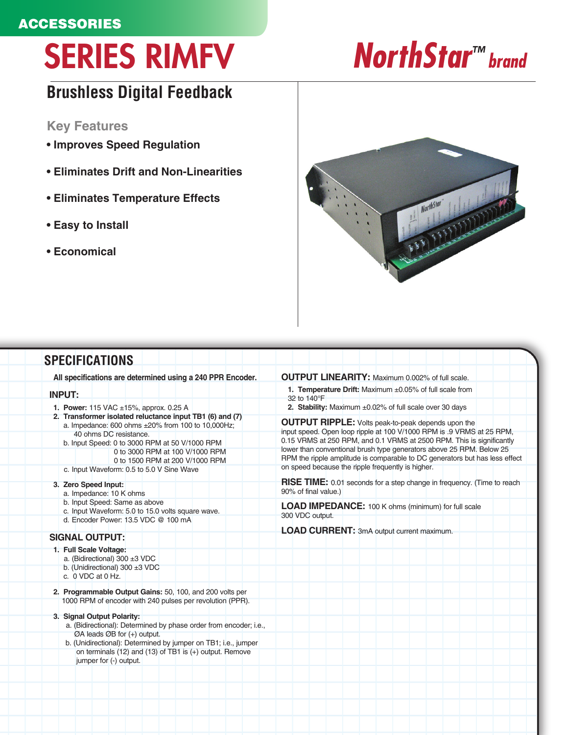ACCESSORIES

# SERIES RIMFV

NorthStar™ brand

## Brushless Digital Feedback

### Key Features

- **Improves Speed Regulation**
- **Eliminates Drift and Non-Linearities**
- **Eliminates Temperature Effects**
- **Easy to Install**
- **Economical**

## SPECIFICATIONS

**All specifications are determined using a 240 PPR Encoder.**

### INPUT:

1. **Power:** 115 VAC ±15%, approx. 0.25 A
2. **Transformer isolated reluctance input TB1 (6) and (7)**
   a. Impedance: 600 ohms ±20% from 100 to 10,000Hz; 40 ohms DC resistance.
   b. Input Speed: 0 to 3000 RPM at 50 V/1000 RPM
   0 to 3000 RPM at 100 V/1000 RPM
   0 to 1500 RPM at 200 V/1000 RPM
   c. Input Waveform: 0.5 to 5.0 V Sine Wave
3. **Zero Speed Input:**
   a. Impedance: 10 K ohms
   b. Input Speed: Same as above
   c. Input Waveform: 5.0 to 15.0 volts square wave.
   d. Encoder Power: 13.5 VDC @ 100 mA

### SIGNAL OUTPUT:

1. **Full Scale Voltage:**
   a. (Bidirectional) 300 ±3 VDC
   b. (Unidirectional) 300 ±3 VDC
   c. 0 VDC at 0 Hz.
2. **Programmable Output Gains:** 50, 100, and 200 volts per 1000 RPM of encoder with 240 pulses per revolution (PPR).
3. **Signal Output Polarity:**
   a. (Bidirectional): Determined by phase order from encoder; i.e., ØA leads ØB for (+) output.
   b. (Unidirectional): Determined by jumper on TB1; i.e., jumper on terminals (12) and (13) of TB1 is (+) output. Remove jumper for (-) output.

**OUTPUT LINEARITY:** Maximum 0.002% of full scale.

1. **Temperature Drift:** Maximum ±0.05% of full scale from 32 to 140°F
2. **Stability:** Maximum ±0.02% of full scale over 30 days

**OUTPUT RIPPLE:** Volts peak-to-peak depends upon the input speed. Open loop ripple at 100 V/1000 RPM is .9 VRMS at 25 RPM, 0.15 VRMS at 250 RPM, and 0.1 VRMS at 2500 RPM. This is significantly lower than conventional brush type generators above 25 RPM. Below 25 RPM the ripple amplitude is comparable to DC generators but has less effect on speed because the ripple frequently is higher.

**RISE TIME:** 0.01 seconds for a step change in frequency. (Time to reach 90% of final value.)

**LOAD IMPEDANCE:** 100 K ohms (minimum) for full scale 300 VDC output.

**LOAD CURRENT:** 3mA output current maximum.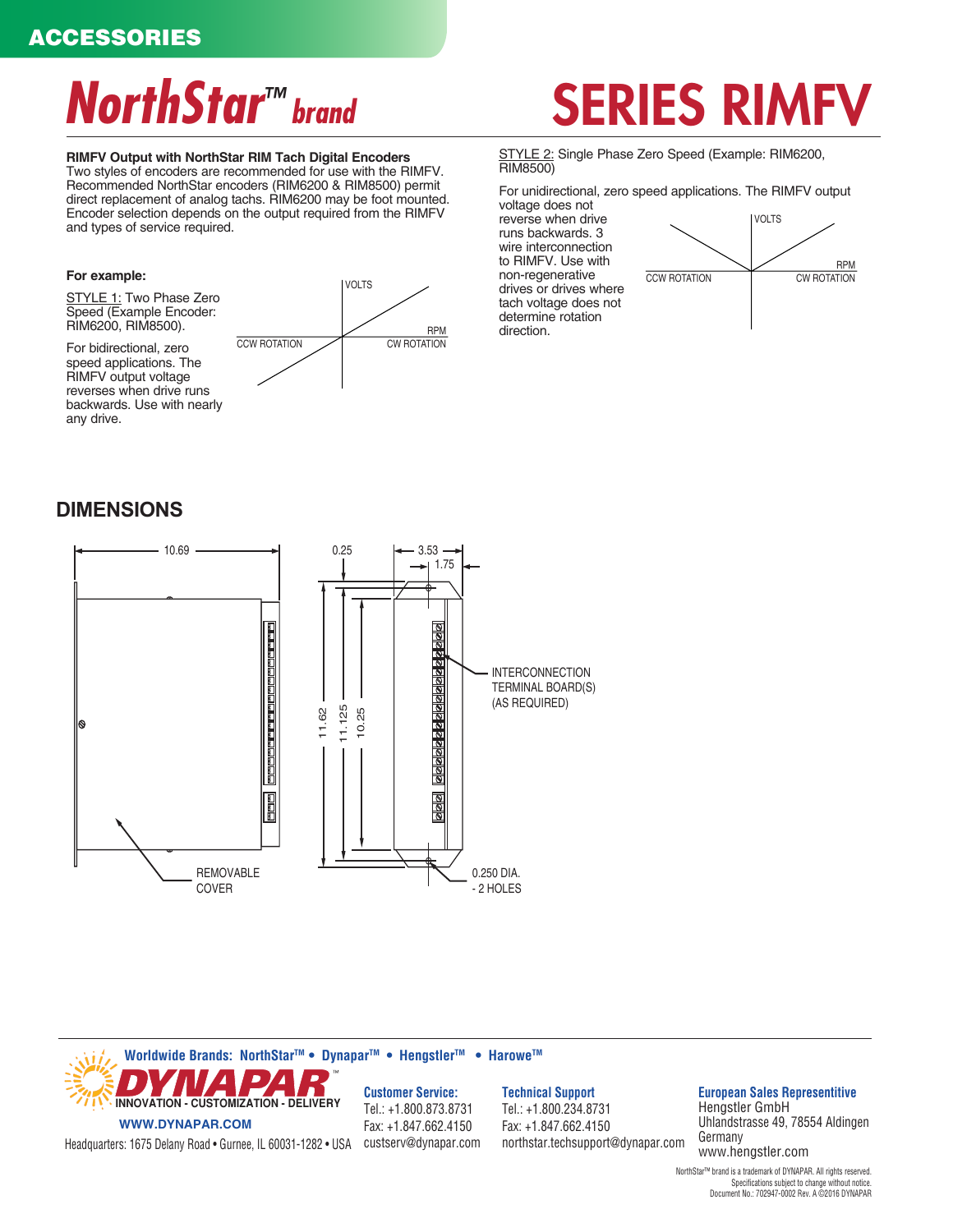ACCESSORIES

# *NorthStar™ brand* SERIES RIMFV

**RIMFV Output with NorthStar RIM Tach Digital Encoders**
Two styles of encoders are recommended for use with the RIMFV. Recommended NorthStar encoders (RIM6200 & RIM8500) permit direct replacement of analog tachs. RIM6200 may be foot mounted. Encoder selection depends on the output required from the RIMFV and types of service required.

**For example:**

STYLE 1: Two Phase Zero Speed (Example Encoder: RIM6200, RIM8500).

For bidirectional, zero speed applications. The RIMFV output voltage reverses when drive runs backwards. Use with nearly any drive.

VOLTS
RPM
CCW ROTATION
CW ROTATION

STYLE 2: Single Phase Zero Speed (Example: RIM6200, RIM8500)

For unidirectional, zero speed applications. The RIMFV output voltage does not reverse when drive runs backwards. 3 wire interconnection to RIMFV. Use with non-regenerative drives or drives where tach voltage does not determine rotation direction.

VOLTS
RPM
CCW ROTATION
CW ROTATION

## DIMENSIONS

10.69
0.25
3.53
1.75
11.62
11.125
10.25
INTERCONNECTION TERMINAL BOARD(S) (AS REQUIRED)
REMOVABLE COVER
0.250 DIA. - 2 HOLES

---

Worldwide Brands: NorthStar™ • Dynapar™ • Hengstler™ • Harowe™

DYNAPAR™ INNOVATION - CUSTOMIZATION - DELIVERY
WWW.DYNAPAR.COM
Headquarters: 1675 Delany Road • Gurnee, IL 60031-1282 • USA

**Customer Service:**
Tel.: +1.800.873.8731
Fax: +1.847.662.4150
custserv@dynapar.com

**Technical Support**
Tel.: +1.800.234.8731
Fax: +1.847.662.4150
northstar.techsupport@dynapar.com

**European Sales Representitive**
Hengstler GmbH
Uhlandstrasse 49, 78554 Aldingen
Germany
www.hengstler.com

NorthStar™ brand is a trademark of DYNAPAR. All rights reserved.
Specifications subject to change without notice.
Document No.: 702947-0002 Rev. A ©2016 DYNAPAR